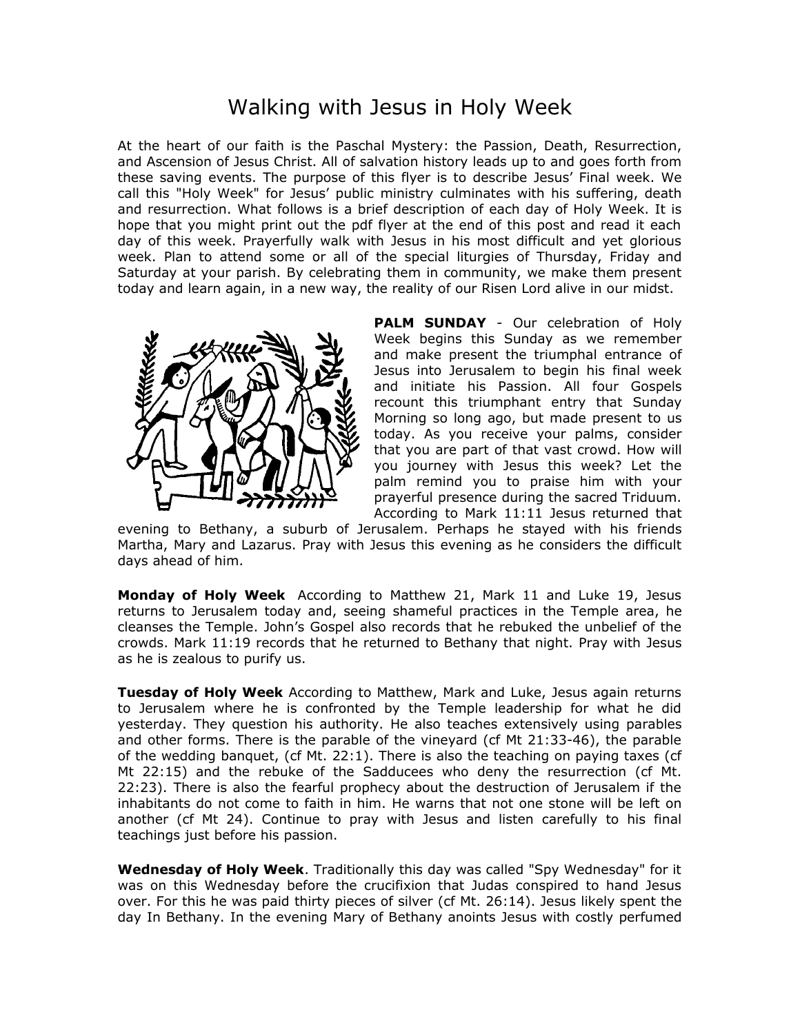# Walking with Jesus in Holy Week

At the heart of our faith is the Paschal Mystery: the Passion, Death, Resurrection, and Ascension of Jesus Christ. All of salvation history leads up to and goes forth from these saving events. The purpose of this flyer is to describe Jesus' Final week. We call this "Holy Week" for Jesus' public ministry culminates with his suffering, death and resurrection. What follows is a brief description of each day of Holy Week. It is hope that you might print out the pdf flyer at the end of this post and read it each day of this week. Prayerfully walk with Jesus in his most difficult and yet glorious week. Plan to attend some or all of the special liturgies of Thursday, Friday and Saturday at your parish. By celebrating them in community, we make them present today and learn again, in a new way, the reality of our Risen Lord alive in our midst.

**PALM SUNDAY** - Our celebration of Holy Week begins this Sunday as we remember and make present the triumphal entrance of Jesus into Jerusalem to begin his final week and initiate his Passion. All four Gospels recount this triumphant entry that Sunday Morning so long ago, but made present to us today. As you receive your palms, consider that you are part of that vast crowd. How will you journey with Jesus this week? Let the palm remind you to praise him with your prayerful presence during the sacred Triduum. According to Mark 11:11 Jesus returned that evening to Bethany, a suburb of Jerusalem. Perhaps he stayed with his friends Martha, Mary and Lazarus. Pray with Jesus this evening as he considers the difficult days ahead of him.

**Monday of Holy Week** According to Matthew 21, Mark 11 and Luke 19, Jesus returns to Jerusalem today and, seeing shameful practices in the Temple area, he cleanses the Temple. John's Gospel also records that he rebuked the unbelief of the crowds. Mark 11:19 records that he returned to Bethany that night. Pray with Jesus as he is zealous to purify us.

**Tuesday of Holy Week** According to Matthew, Mark and Luke, Jesus again returns to Jerusalem where he is confronted by the Temple leadership for what he did yesterday. They question his authority. He also teaches extensively using parables and other forms. There is the parable of the vineyard (cf Mt 21:33-46), the parable of the wedding banquet, (cf Mt. 22:1). There is also the teaching on paying taxes (cf Mt 22:15) and the rebuke of the Sadducees who deny the resurrection (cf Mt. 22:23). There is also the fearful prophecy about the destruction of Jerusalem if the inhabitants do not come to faith in him. He warns that not one stone will be left on another (cf Mt 24). Continue to pray with Jesus and listen carefully to his final teachings just before his passion.

**Wednesday of Holy Week**. Traditionally this day was called "Spy Wednesday" for it was on this Wednesday before the crucifixion that Judas conspired to hand Jesus over. For this he was paid thirty pieces of silver (cf Mt. 26:14). Jesus likely spent the day In Bethany. In the evening Mary of Bethany anoints Jesus with costly perfumed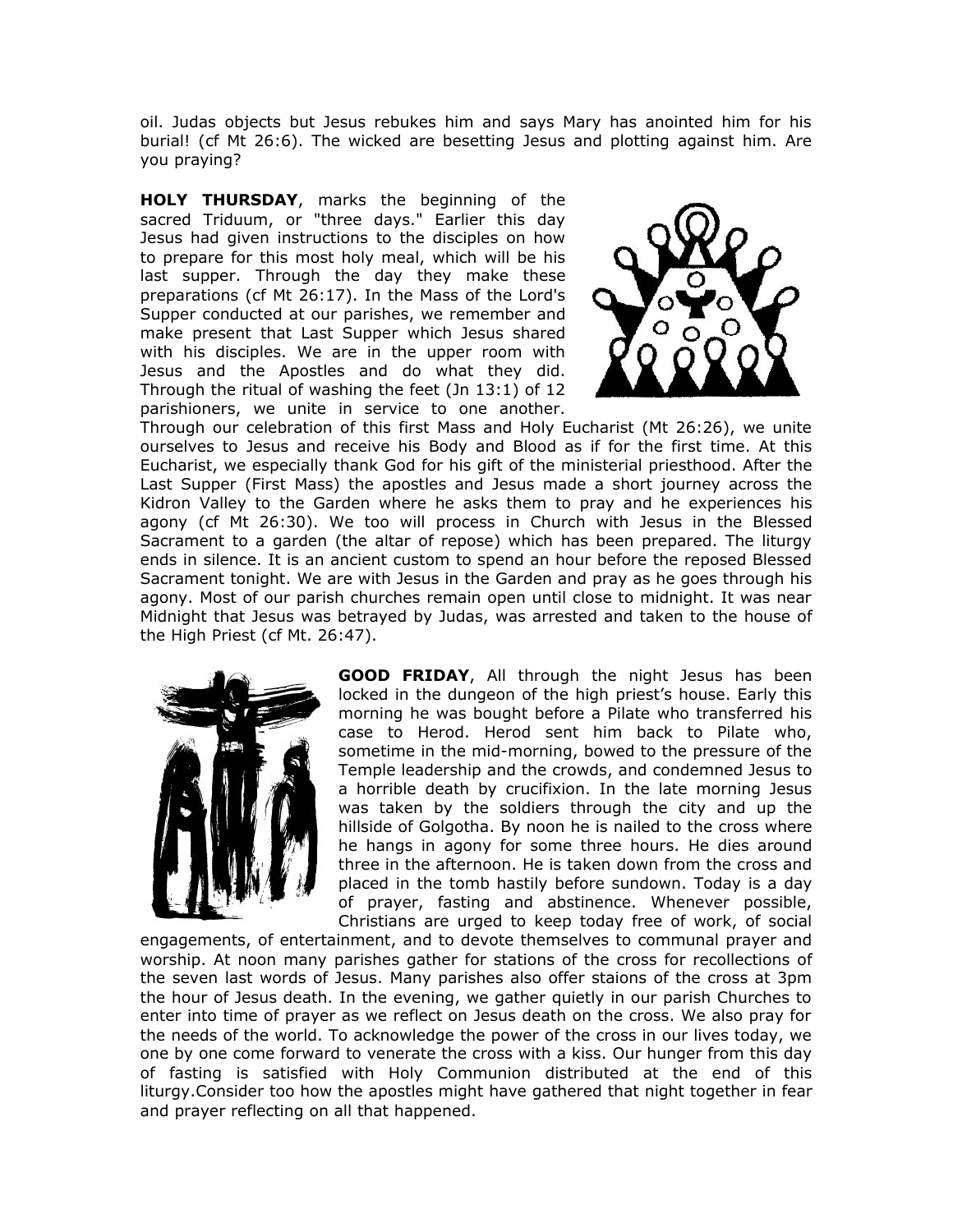oil. Judas objects but Jesus rebukes him and says Mary has anointed him for his burial! (cf Mt 26:6). The wicked are besetting Jesus and plotting against him. Are you praying?

**HOLY THURSDAY**, marks the beginning of the sacred Triduum, or "three days." Earlier this day Jesus had given instructions to the disciples on how to prepare for this most holy meal, which will be his last supper. Through the day they make these preparations (cf Mt 26:17). In the Mass of the Lord's Supper conducted at our parishes, we remember and make present that Last Supper which Jesus shared with his disciples. We are in the upper room with Jesus and the Apostles and do what they did. Through the ritual of washing the feet (Jn 13:1) of 12 parishioners, we unite in service to one another. Through our celebration of this first Mass and Holy Eucharist (Mt 26:26), we unite ourselves to Jesus and receive his Body and Blood as if for the first time. At this Eucharist, we especially thank God for his gift of the ministerial priesthood. After the Last Supper (First Mass) the apostles and Jesus made a short journey across the Kidron Valley to the Garden where he asks them to pray and he experiences his agony (cf Mt 26:30). We too will process in Church with Jesus in the Blessed Sacrament to a garden (the altar of repose) which has been prepared. The liturgy ends in silence. It is an ancient custom to spend an hour before the reposed Blessed Sacrament tonight. We are with Jesus in the Garden and pray as he goes through his agony. Most of our parish churches remain open until close to midnight. It was near Midnight that Jesus was betrayed by Judas, was arrested and taken to the house of the High Priest (cf Mt. 26:47).

**GOOD FRIDAY**, All through the night Jesus has been locked in the dungeon of the high priest's house. Early this morning he was bought before a Pilate who transferred his case to Herod. Herod sent him back to Pilate who, sometime in the mid-morning, bowed to the pressure of the Temple leadership and the crowds, and condemned Jesus to a horrible death by crucifixion. In the late morning Jesus was taken by the soldiers through the city and up the hillside of Golgotha. By noon he is nailed to the cross where he hangs in agony for some three hours. He dies around three in the afternoon. He is taken down from the cross and placed in the tomb hastily before sundown. Today is a day of prayer, fasting and abstinence. Whenever possible, Christians are urged to keep today free of work, of social engagements, of entertainment, and to devote themselves to communal prayer and worship. At noon many parishes gather for stations of the cross for recollections of the seven last words of Jesus. Many parishes also offer staions of the cross at 3pm the hour of Jesus death. In the evening, we gather quietly in our parish Churches to enter into time of prayer as we reflect on Jesus death on the cross. We also pray for the needs of the world. To acknowledge the power of the cross in our lives today, we one by one come forward to venerate the cross with a kiss. Our hunger from this day of fasting is satisfied with Holy Communion distributed at the end of this liturgy.Consider too how the apostles might have gathered that night together in fear and prayer reflecting on all that happened.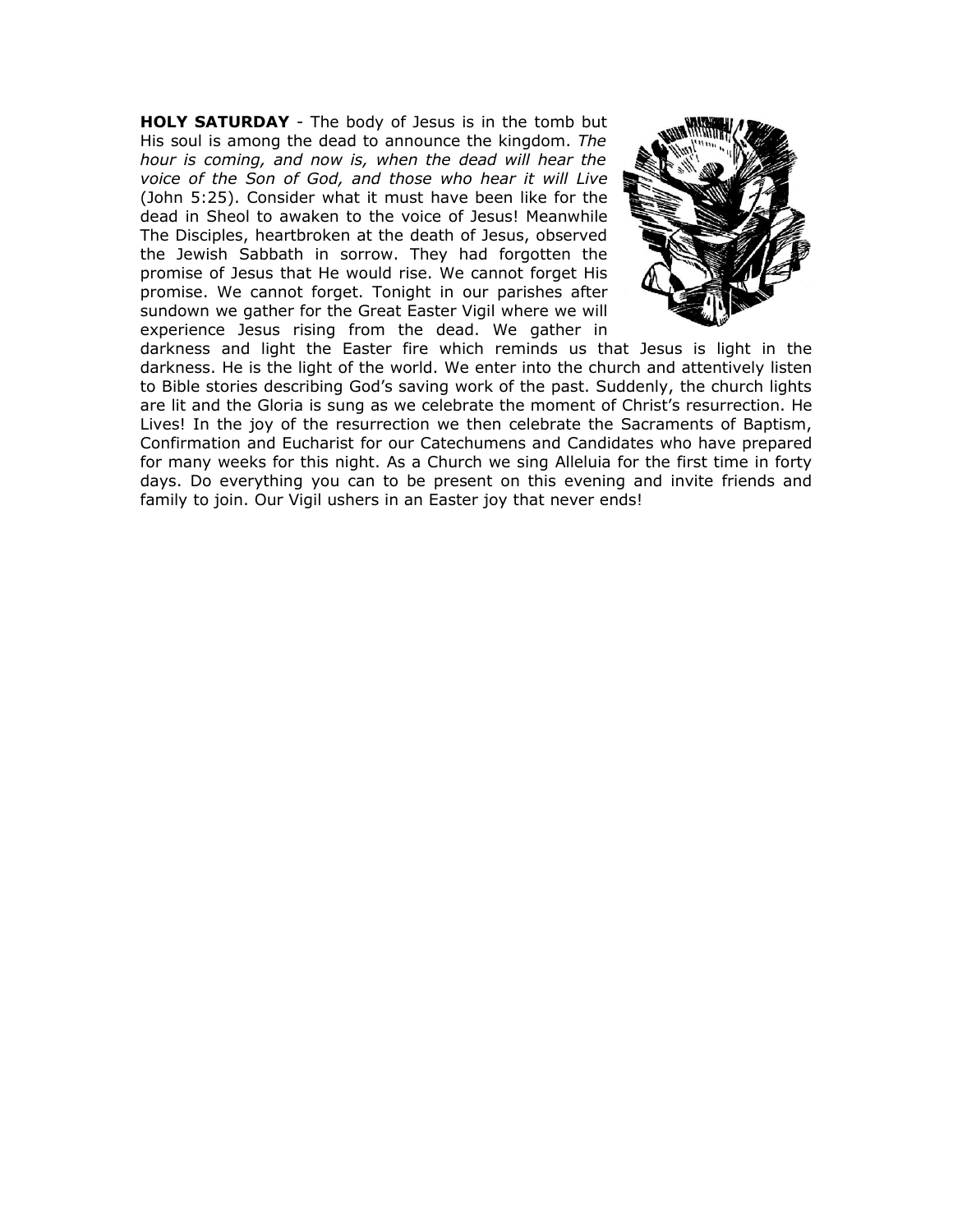**HOLY SATURDAY** - The body of Jesus is in the tomb but His soul is among the dead to announce the kingdom. *The hour is coming, and now is, when the dead will hear the voice of the Son of God, and those who hear it will Live* (John 5:25). Consider what it must have been like for the dead in Sheol to awaken to the voice of Jesus! Meanwhile The Disciples, heartbroken at the death of Jesus, observed the Jewish Sabbath in sorrow. They had forgotten the promise of Jesus that He would rise. We cannot forget His promise. We cannot forget. Tonight in our parishes after sundown we gather for the Great Easter Vigil where we will experience Jesus rising from the dead. We gather in darkness and light the Easter fire which reminds us that Jesus is light in the darkness. He is the light of the world. We enter into the church and attentively listen to Bible stories describing God's saving work of the past. Suddenly, the church lights are lit and the Gloria is sung as we celebrate the moment of Christ's resurrection. He Lives! In the joy of the resurrection we then celebrate the Sacraments of Baptism, Confirmation and Eucharist for our Catechumens and Candidates who have prepared for many weeks for this night. As a Church we sing Alleluia for the first time in forty days. Do everything you can to be present on this evening and invite friends and family to join. Our Vigil ushers in an Easter joy that never ends!